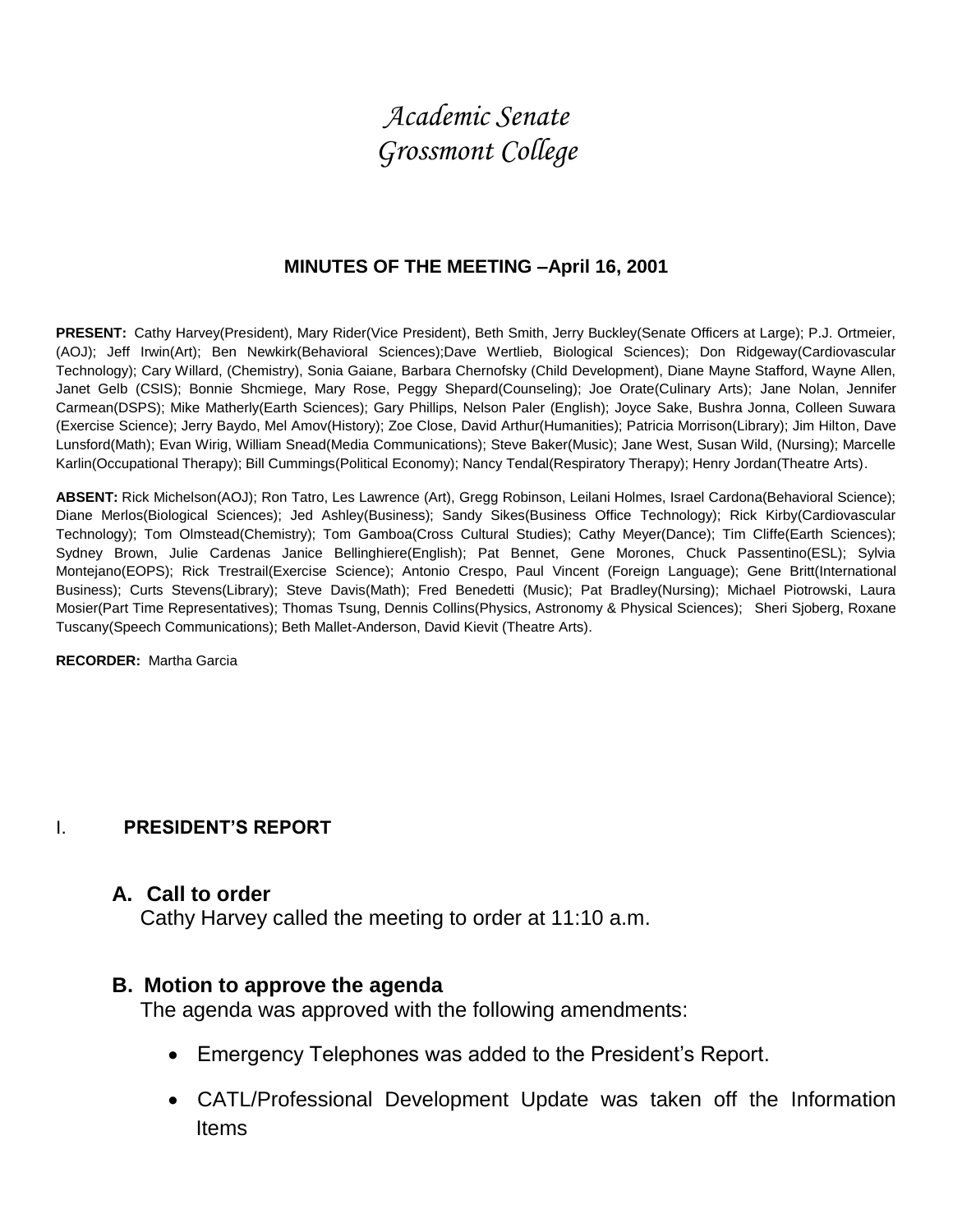# *Academic Senate*
# *Grossmont College*

## MINUTES OF THE MEETING –April 16, 2001

**PRESENT:** Cathy Harvey(President), Mary Rider(Vice President), Beth Smith, Jerry Buckley(Senate Officers at Large); P.J. Ortmeier, (AOJ); Jeff Irwin(Art); Ben Newkirk(Behavioral Sciences);Dave Wertlieb, Biological Sciences); Don Ridgeway(Cardiovascular Technology); Cary Willard, (Chemistry), Sonia Gaiane, Barbara Chernofsky (Child Development), Diane Mayne Stafford, Wayne Allen, Janet Gelb (CSIS); Bonnie Shcmiege, Mary Rose, Peggy Shepard(Counseling); Joe Orate(Culinary Arts); Jane Nolan, Jennifer Carmean(DSPS); Mike Matherly(Earth Sciences); Gary Phillips, Nelson Paler (English); Joyce Sake, Bushra Jonna, Colleen Suwara (Exercise Science); Jerry Baydo, Mel Amov(History); Zoe Close, David Arthur(Humanities); Patricia Morrison(Library); Jim Hilton, Dave Lunsford(Math); Evan Wirig, William Snead(Media Communications); Steve Baker(Music); Jane West, Susan Wild, (Nursing); Marcelle Karlin(Occupational Therapy); Bill Cummings(Political Economy); Nancy Tendal(Respiratory Therapy); Henry Jordan(Theatre Arts).

**ABSENT:** Rick Michelson(AOJ); Ron Tatro, Les Lawrence (Art), Gregg Robinson, Leilani Holmes, Israel Cardona(Behavioral Science); Diane Merlos(Biological Sciences); Jed Ashley(Business); Sandy Sikes(Business Office Technology); Rick Kirby(Cardiovascular Technology); Tom Olmstead(Chemistry); Tom Gamboa(Cross Cultural Studies); Cathy Meyer(Dance); Tim Cliffe(Earth Sciences); Sydney Brown, Julie Cardenas Janice Bellinghiere(English); Pat Bennet, Gene Morones, Chuck Passentino(ESL); Sylvia Montejano(EOPS); Rick Trestrail(Exercise Science); Antonio Crespo, Paul Vincent (Foreign Language); Gene Britt(International Business); Curts Stevens(Library); Steve Davis(Math); Fred Benedetti (Music); Pat Bradley(Nursing); Michael Piotrowski, Laura Mosier(Part Time Representatives); Thomas Tsung, Dennis Collins(Physics, Astronomy & Physical Sciences); Sheri Sjoberg, Roxane Tuscany(Speech Communications); Beth Mallet-Anderson, David Kievit (Theatre Arts).

**RECORDER:** Martha Garcia

## I. PRESIDENT'S REPORT

### A. Call to order

Cathy Harvey called the meeting to order at 11:10 a.m.

### B. Motion to approve the agenda

The agenda was approved with the following amendments:

- Emergency Telephones was added to the President's Report.
- CATL/Professional Development Update was taken off the Information Items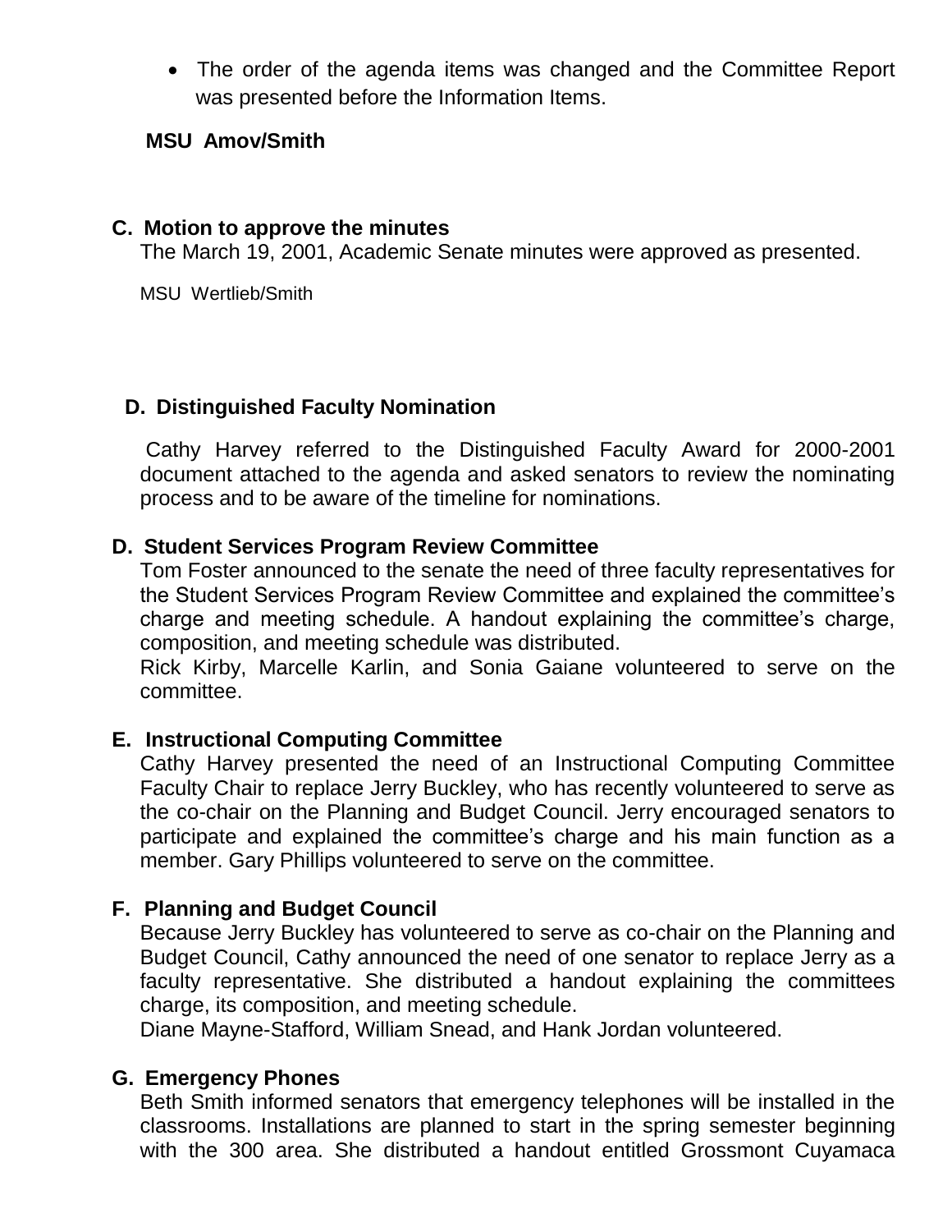- The order of the agenda items was changed and the Committee Report was presented before the Information Items.

**MSU Amov/Smith**

### C. Motion to approve the minutes

The March 19, 2001, Academic Senate minutes were approved as presented.

MSU Wertlieb/Smith

### D. Distinguished Faculty Nomination

Cathy Harvey referred to the Distinguished Faculty Award for 2000-2001 document attached to the agenda and asked senators to review the nominating process and to be aware of the timeline for nominations.

### D. Student Services Program Review Committee

Tom Foster announced to the senate the need of three faculty representatives for the Student Services Program Review Committee and explained the committee's charge and meeting schedule. A handout explaining the committee's charge, composition, and meeting schedule was distributed.
Rick Kirby, Marcelle Karlin, and Sonia Gaiane volunteered to serve on the committee.

### E. Instructional Computing Committee

Cathy Harvey presented the need of an Instructional Computing Committee Faculty Chair to replace Jerry Buckley, who has recently volunteered to serve as the co-chair on the Planning and Budget Council. Jerry encouraged senators to participate and explained the committee's charge and his main function as a member. Gary Phillips volunteered to serve on the committee.

### F. Planning and Budget Council

Because Jerry Buckley has volunteered to serve as co-chair on the Planning and Budget Council, Cathy announced the need of one senator to replace Jerry as a faculty representative. She distributed a handout explaining the committees charge, its composition, and meeting schedule.
Diane Mayne-Stafford, William Snead, and Hank Jordan volunteered.

### G. Emergency Phones

Beth Smith informed senators that emergency telephones will be installed in the classrooms. Installations are planned to start in the spring semester beginning with the 300 area. She distributed a handout entitled Grossmont Cuyamaca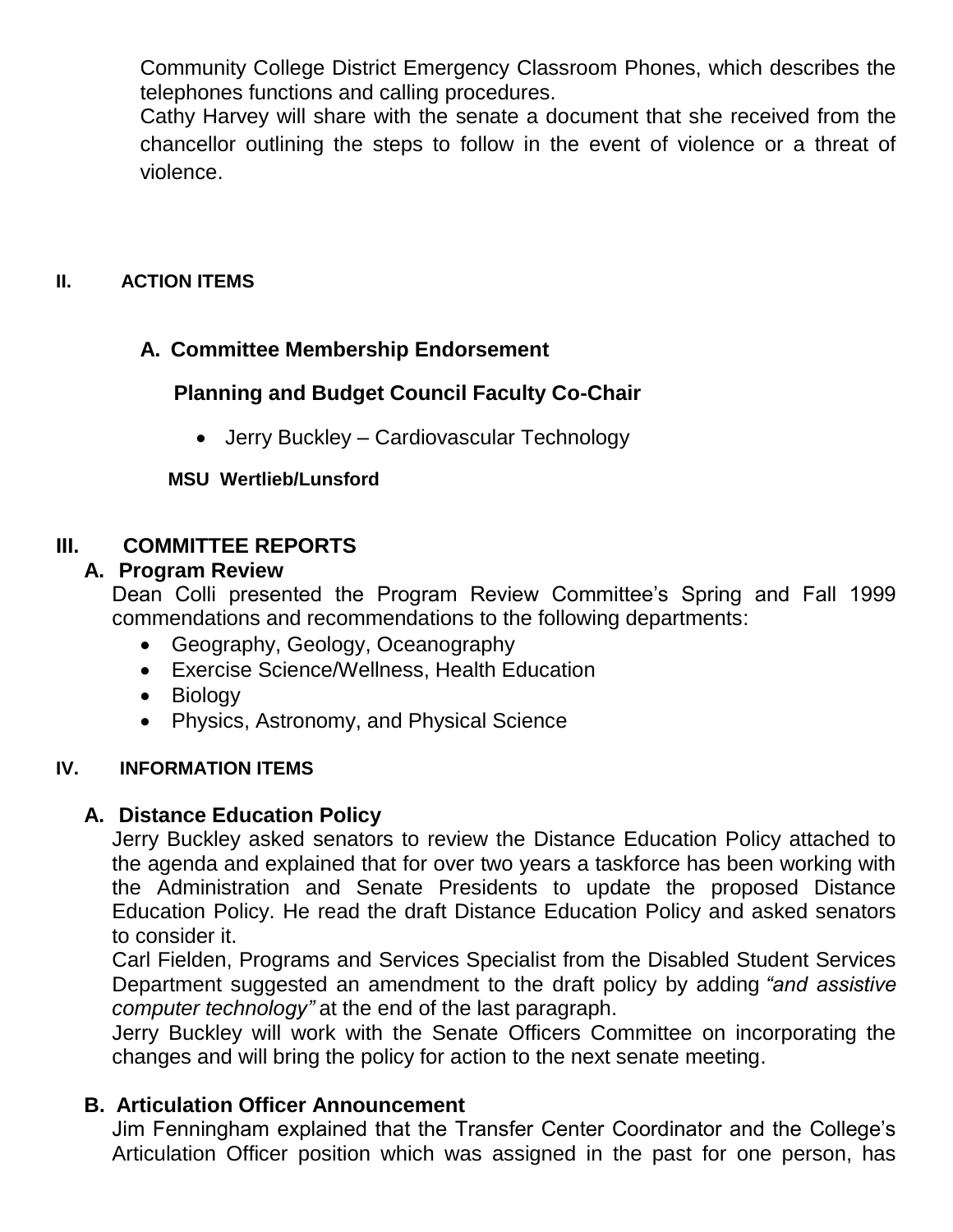Community College District Emergency Classroom Phones, which describes the telephones functions and calling procedures.

Cathy Harvey will share with the senate a document that she received from the chancellor outlining the steps to follow in the event of violence or a threat of violence.

## II. ACTION ITEMS

### A. Committee Membership Endorsement

**Planning and Budget Council Faculty Co-Chair**

- Jerry Buckley – Cardiovascular Technology

**MSU Wertlieb/Lunsford**

## III. COMMITTEE REPORTS

### A. Program Review

Dean Colli presented the Program Review Committee's Spring and Fall 1999 commendations and recommendations to the following departments:

- Geography, Geology, Oceanography
- Exercise Science/Wellness, Health Education
- Biology
- Physics, Astronomy, and Physical Science

## IV. INFORMATION ITEMS

### A. Distance Education Policy

Jerry Buckley asked senators to review the Distance Education Policy attached to the agenda and explained that for over two years a taskforce has been working with the Administration and Senate Presidents to update the proposed Distance Education Policy. He read the draft Distance Education Policy and asked senators to consider it.

Carl Fielden, Programs and Services Specialist from the Disabled Student Services Department suggested an amendment to the draft policy by adding *"and assistive computer technology"* at the end of the last paragraph.

Jerry Buckley will work with the Senate Officers Committee on incorporating the changes and will bring the policy for action to the next senate meeting.

### B. Articulation Officer Announcement

Jim Fenningham explained that the Transfer Center Coordinator and the College's Articulation Officer position which was assigned in the past for one person, has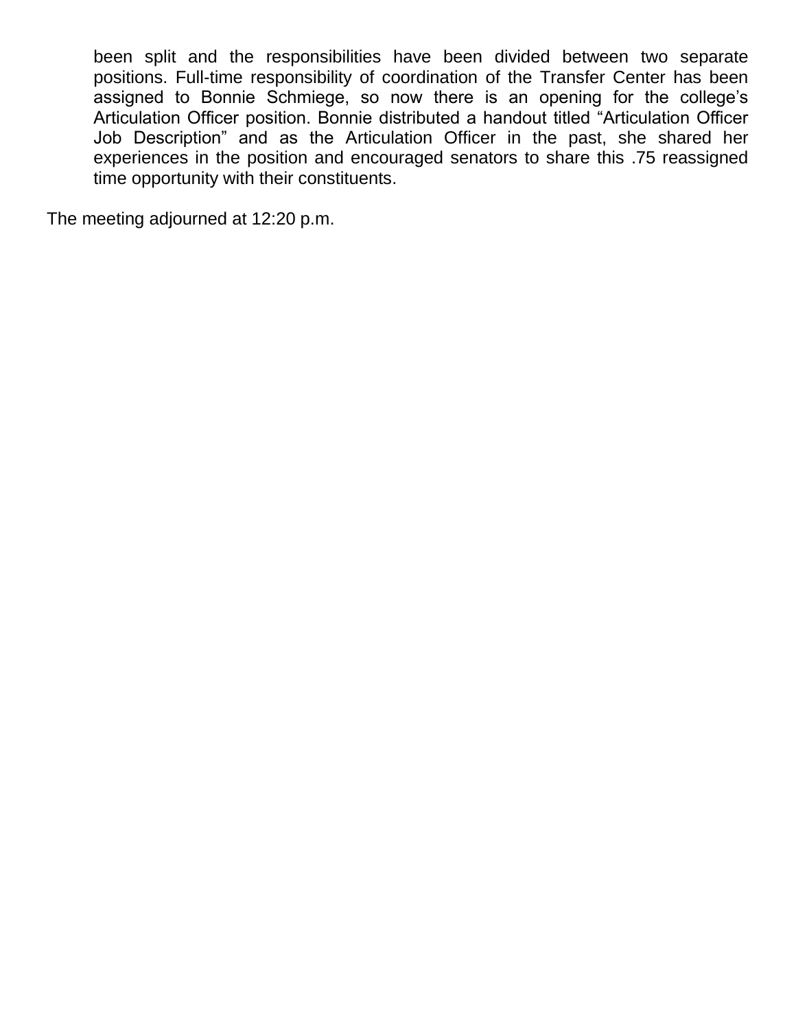been split and the responsibilities have been divided between two separate positions. Full-time responsibility of coordination of the Transfer Center has been assigned to Bonnie Schmiege, so now there is an opening for the college's Articulation Officer position. Bonnie distributed a handout titled "Articulation Officer Job Description" and as the Articulation Officer in the past, she shared her experiences in the position and encouraged senators to share this .75 reassigned time opportunity with their constituents.

The meeting adjourned at 12:20 p.m.